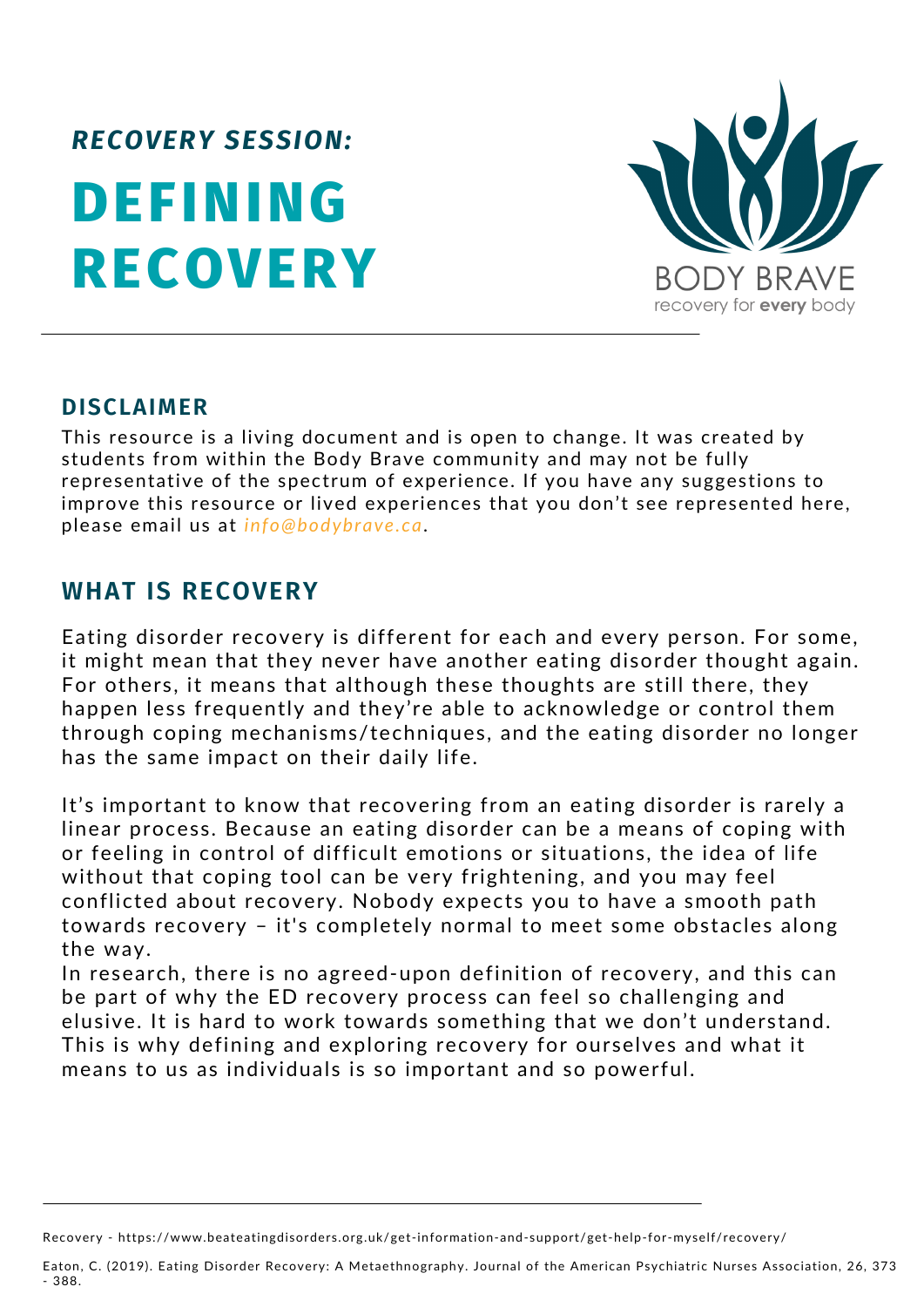*RECOVERY SESSION:*

# DEFINING RECOVERY

BODY BRAVE
recovery for **every** body

## DISCLAIMER

This resource is a living document and is open to change. It was created by students from within the Body Brave community and may not be fully representative of the spectrum of experience. If you have any suggestions to improve this resource or lived experiences that you don't see represented here, please email us at *info@bodybrave.ca*.

## WHAT IS RECOVERY

Eating disorder recovery is different for each and every person. For some, it might mean that they never have another eating disorder thought again. For others, it means that although these thoughts are still there, they happen less frequently and they're able to acknowledge or control them through coping mechanisms/techniques, and the eating disorder no longer has the same impact on their daily life.

It's important to know that recovering from an eating disorder is rarely a linear process. Because an eating disorder can be a means of coping with or feeling in control of difficult emotions or situations, the idea of life without that coping tool can be very frightening, and you may feel conflicted about recovery. Nobody expects you to have a smooth path towards recovery – it's completely normal to meet some obstacles along the way.

In research, there is no agreed-upon definition of recovery, and this can be part of why the ED recovery process can feel so challenging and elusive. It is hard to work towards something that we don't understand. This is why defining and exploring recovery for ourselves and what it means to us as individuals is so important and so powerful.

---

Recovery - https://www.beateatingdisorders.org.uk/get-information-and-support/get-help-for-myself/recovery/

Eaton, C. (2019). Eating Disorder Recovery: A Metaethnography. Journal of the American Psychiatric Nurses Association, 26, 373 - 388.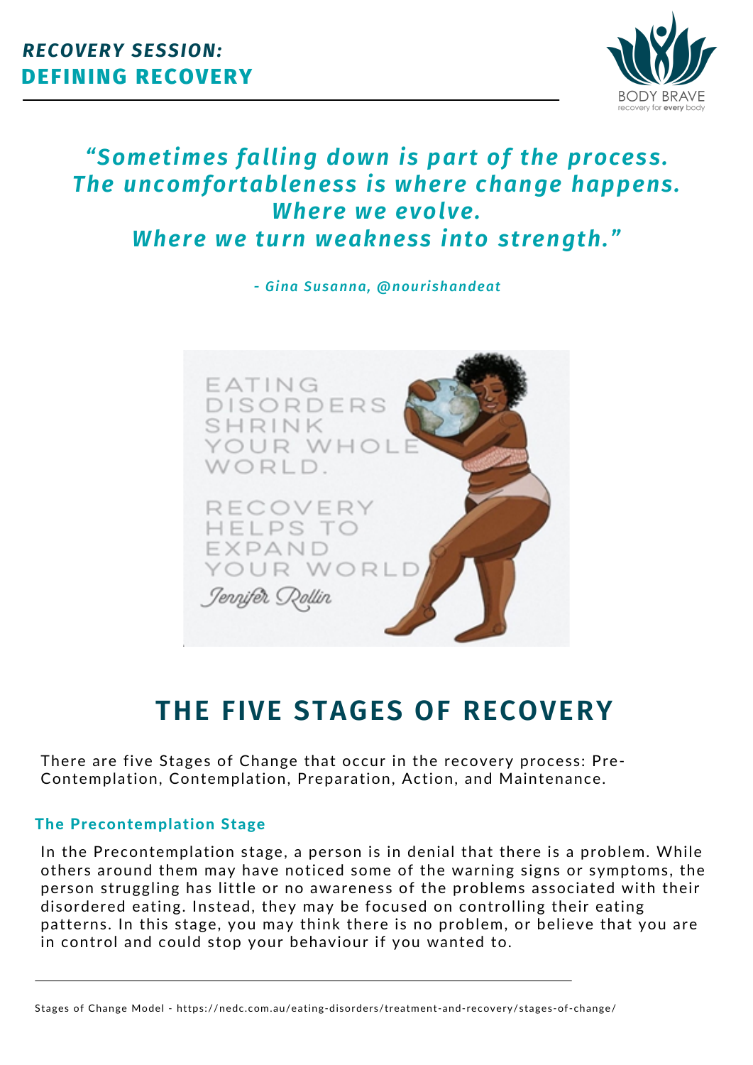***RECOVERY SESSION:***
**DEFINING RECOVERY**

*"Sometimes falling down is part of the process. The uncomfortableness is where change happens. Where we evolve. Where we turn weakness into strength."*

*- Gina Susanna, @nourishandeat*

EATING DISORDERS SHRINK YOUR WHOLE WORLD.

RECOVERY HELPS TO EXPAND YOUR WORLD

Jennifer Rollin

# THE FIVE STAGES OF RECOVERY

There are five Stages of Change that occur in the recovery process: Pre-Contemplation, Contemplation, Preparation, Action, and Maintenance.

### The Precontemplation Stage

In the Precontemplation stage, a person is in denial that there is a problem. While others around them may have noticed some of the warning signs or symptoms, the person struggling has little or no awareness of the problems associated with their disordered eating. Instead, they may be focused on controlling their eating patterns. In this stage, you may think there is no problem, or believe that you are in control and could stop your behaviour if you wanted to.

---

Stages of Change Model - https://nedc.com.au/eating-disorders/treatment-and-recovery/stages-of-change/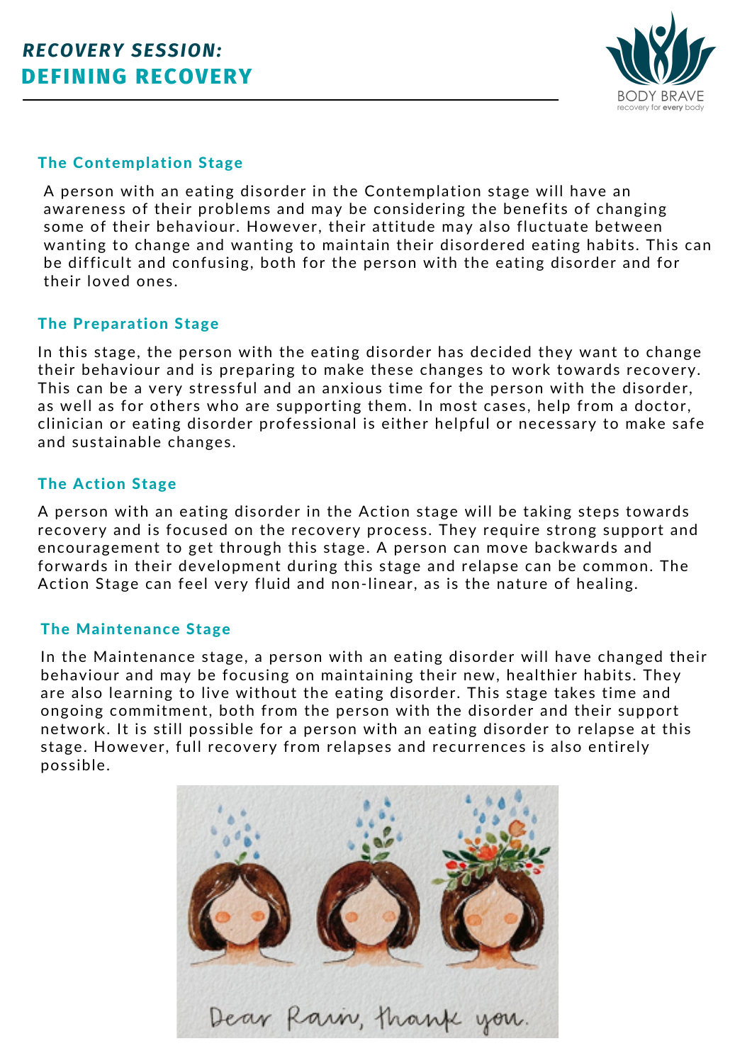# *RECOVERY SESSION:*
# DEFINING RECOVERY

### The Contemplation Stage

A person with an eating disorder in the Contemplation stage will have an awareness of their problems and may be considering the benefits of changing some of their behaviour. However, their attitude may also fluctuate between wanting to change and wanting to maintain their disordered eating habits. This can be difficult and confusing, both for the person with the eating disorder and for their loved ones.

### The Preparation Stage

In this stage, the person with the eating disorder has decided they want to change their behaviour and is preparing to make these changes to work towards recovery. This can be a very stressful and an anxious time for the person with the disorder, as well as for others who are supporting them. In most cases, help from a doctor, clinician or eating disorder professional is either helpful or necessary to make safe and sustainable changes.

### The Action Stage

A person with an eating disorder in the Action stage will be taking steps towards recovery and is focused on the recovery process. They require strong support and encouragement to get through this stage. A person can move backwards and forwards in their development during this stage and relapse can be common. The Action Stage can feel very fluid and non-linear, as is the nature of healing.

### The Maintenance Stage

In the Maintenance stage, a person with an eating disorder will have changed their behaviour and may be focusing on maintaining their new, healthier habits. They are also learning to live without the eating disorder. This stage takes time and ongoing commitment, both from the person with the disorder and their support network. It is still possible for a person with an eating disorder to relapse at this stage. However, full recovery from relapses and recurrences is also entirely possible.

Dear Rain, thank you.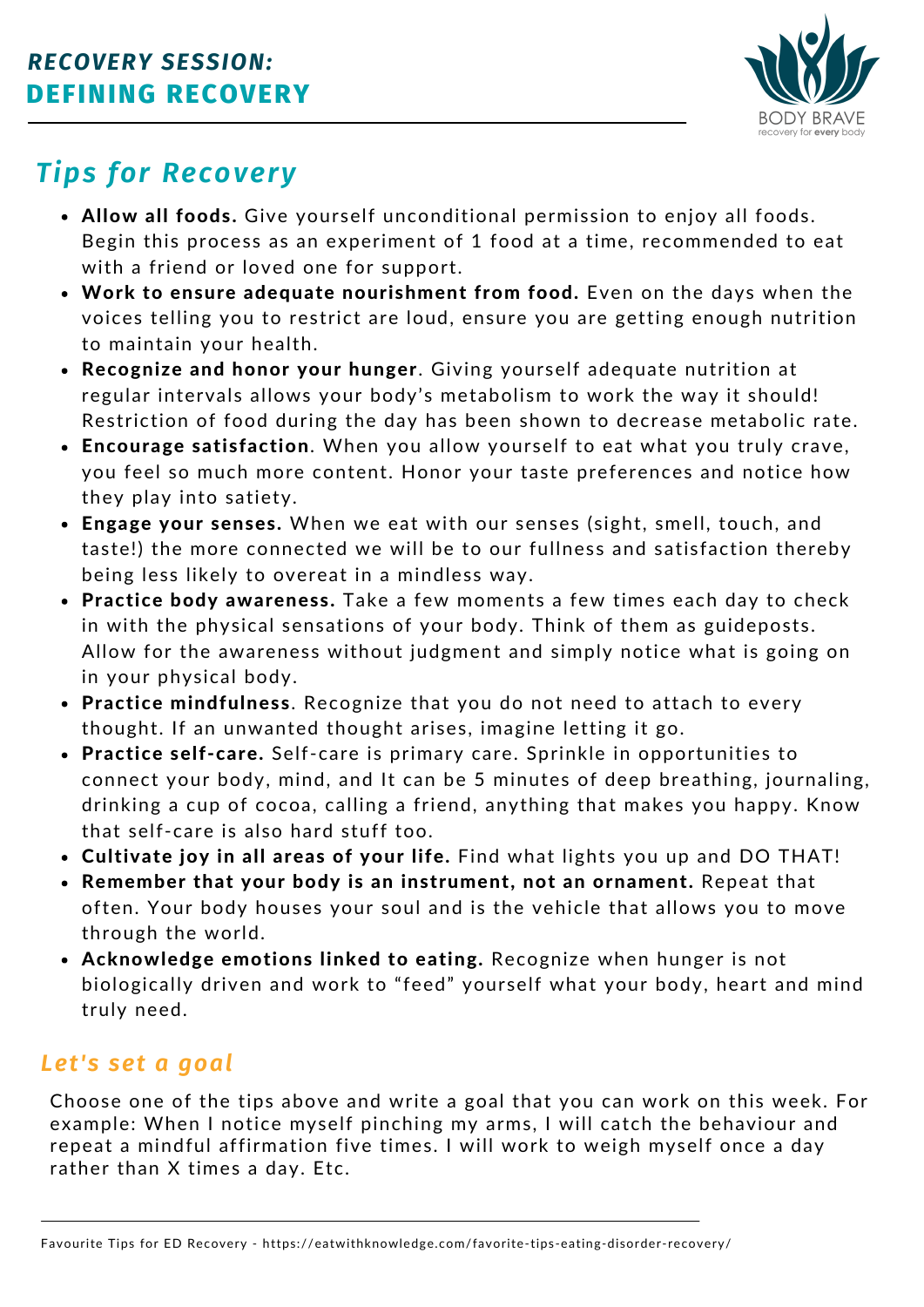**RECOVERY SESSION:**
## DEFINING RECOVERY

BODY BRAVE
recovery for **every** body

## *Tips for Recovery*

- **Allow all foods.** Give yourself unconditional permission to enjoy all foods. Begin this process as an experiment of 1 food at a time, recommended to eat with a friend or loved one for support.
- **Work to ensure adequate nourishment from food.** Even on the days when the voices telling you to restrict are loud, ensure you are getting enough nutrition to maintain your health.
- **Recognize and honor your hunger**. Giving yourself adequate nutrition at regular intervals allows your body's metabolism to work the way it should! Restriction of food during the day has been shown to decrease metabolic rate.
- **Encourage satisfaction**. When you allow yourself to eat what you truly crave, you feel so much more content. Honor your taste preferences and notice how they play into satiety.
- **Engage your senses.** When we eat with our senses (sight, smell, touch, and taste!) the more connected we will be to our fullness and satisfaction thereby being less likely to overeat in a mindless way.
- **Practice body awareness.** Take a few moments a few times each day to check in with the physical sensations of your body. Think of them as guideposts. Allow for the awareness without judgment and simply notice what is going on in your physical body.
- **Practice mindfulness**. Recognize that you do not need to attach to every thought. If an unwanted thought arises, imagine letting it go.
- **Practice self-care.** Self-care is primary care. Sprinkle in opportunities to connect your body, mind, and It can be 5 minutes of deep breathing, journaling, drinking a cup of cocoa, calling a friend, anything that makes you happy. Know that self-care is also hard stuff too.
- **Cultivate joy in all areas of your life.** Find what lights you up and DO THAT!
- **Remember that your body is an instrument, not an ornament.** Repeat that often. Your body houses your soul and is the vehicle that allows you to move through the world.
- **Acknowledge emotions linked to eating.** Recognize when hunger is not biologically driven and work to "feed" yourself what your body, heart and mind truly need.

### *Let's set a goal*

Choose one of the tips above and write a goal that you can work on this week. For example: When I notice myself pinching my arms, I will catch the behaviour and repeat a mindful affirmation five times. I will work to weigh myself once a day rather than X times a day. Etc.

Favourite Tips for ED Recovery - https://eatwithknowledge.com/favorite-tips-eating-disorder-recovery/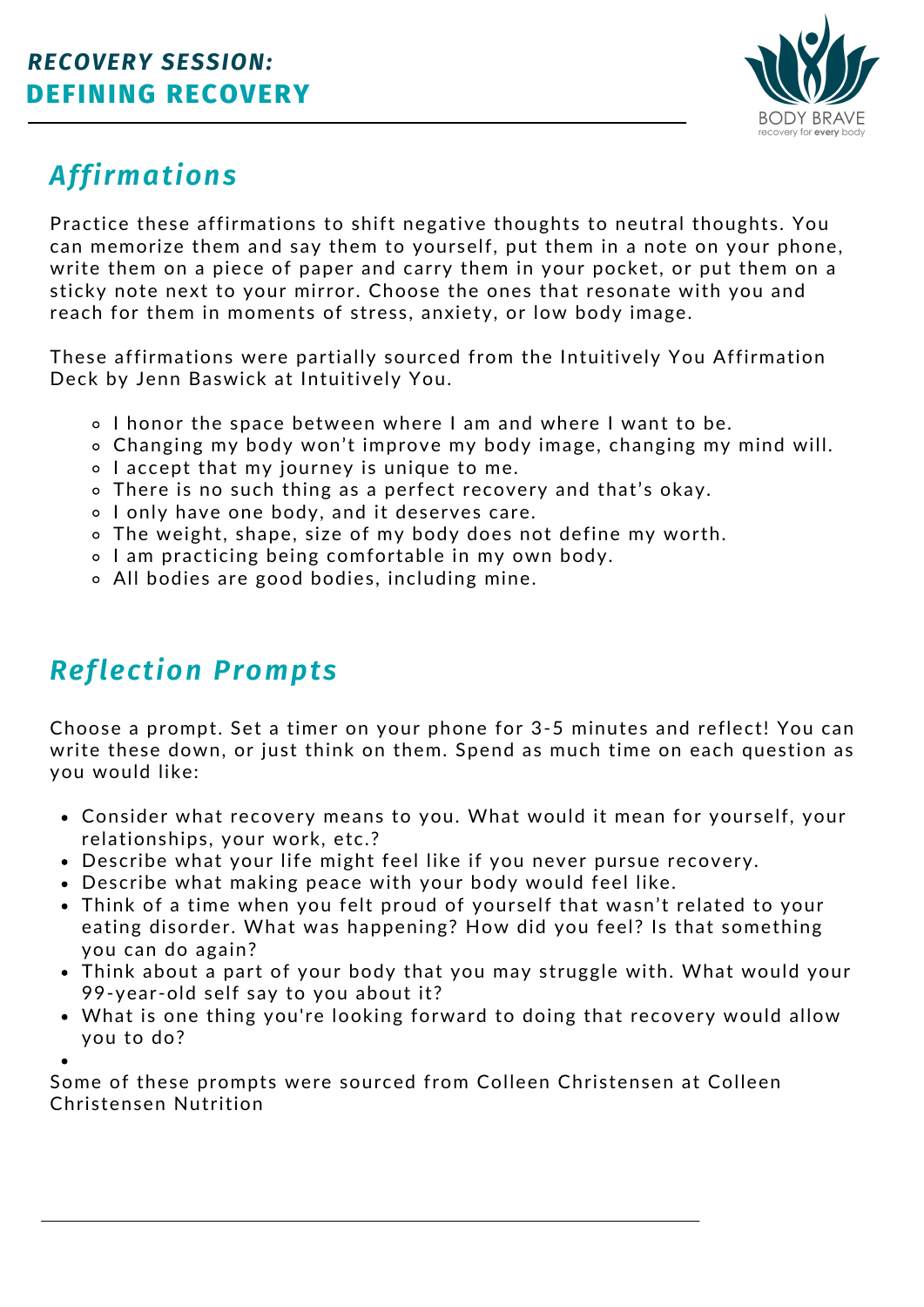## *RECOVERY SESSION:*
## DEFINING RECOVERY

BODY BRAVE
recovery for **every** body

## *Affirmations*

Practice these affirmations to shift negative thoughts to neutral thoughts. You can memorize them and say them to yourself, put them in a note on your phone, write them on a piece of paper and carry them in your pocket, or put them on a sticky note next to your mirror. Choose the ones that resonate with you and reach for them in moments of stress, anxiety, or low body image.

These affirmations were partially sourced from the Intuitively You Affirmation Deck by Jenn Baswick at Intuitively You.

- I honor the space between where I am and where I want to be.
- Changing my body won't improve my body image, changing my mind will.
- I accept that my journey is unique to me.
- There is no such thing as a perfect recovery and that's okay.
- I only have one body, and it deserves care.
- The weight, shape, size of my body does not define my worth.
- I am practicing being comfortable in my own body.
- All bodies are good bodies, including mine.

## *Reflection Prompts*

Choose a prompt. Set a timer on your phone for 3-5 minutes and reflect! You can write these down, or just think on them. Spend as much time on each question as you would like:

- Consider what recovery means to you. What would it mean for yourself, your relationships, your work, etc.?
- Describe what your life might feel like if you never pursue recovery.
- Describe what making peace with your body would feel like.
- Think of a time when you felt proud of yourself that wasn't related to your eating disorder. What was happening? How did you feel? Is that something you can do again?
- Think about a part of your body that you may struggle with. What would your 99-year-old self say to you about it?
- What is one thing you're looking forward to doing that recovery would allow you to do?

Some of these prompts were sourced from Colleen Christensen at Colleen Christensen Nutrition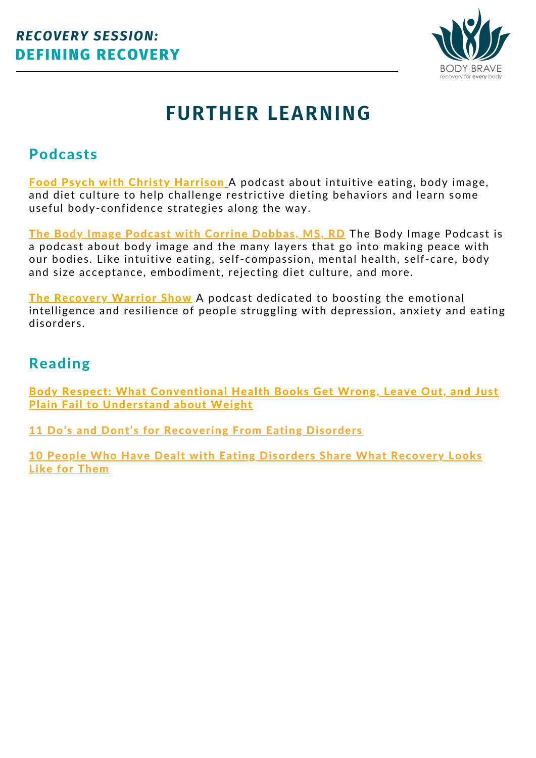*RECOVERY SESSION:*
**DEFINING RECOVERY**

# FURTHER LEARNING

## Podcasts

**Food Psych with Christy Harrison** A podcast about intuitive eating, body image, and diet culture to help challenge restrictive dieting behaviors and learn some useful body-confidence strategies along the way.

**The Body Image Podcast with Corrine Dobbas, MS, RD** The Body Image Podcast is a podcast about body image and the many layers that go into making peace with our bodies. Like intuitive eating, self-compassion, mental health, self-care, body and size acceptance, embodiment, rejecting diet culture, and more.

**The Recovery Warrior Show** A podcast dedicated to boosting the emotional intelligence and resilience of people struggling with depression, anxiety and eating disorders.

## Reading

**Body Respect: What Conventional Health Books Get Wrong, Leave Out, and Just Plain Fail to Understand about Weight**

**11 Do's and Dont's for Recovering From Eating Disorders**

**10 People Who Have Dealt with Eating Disorders Share What Recovery Looks Like for Them**